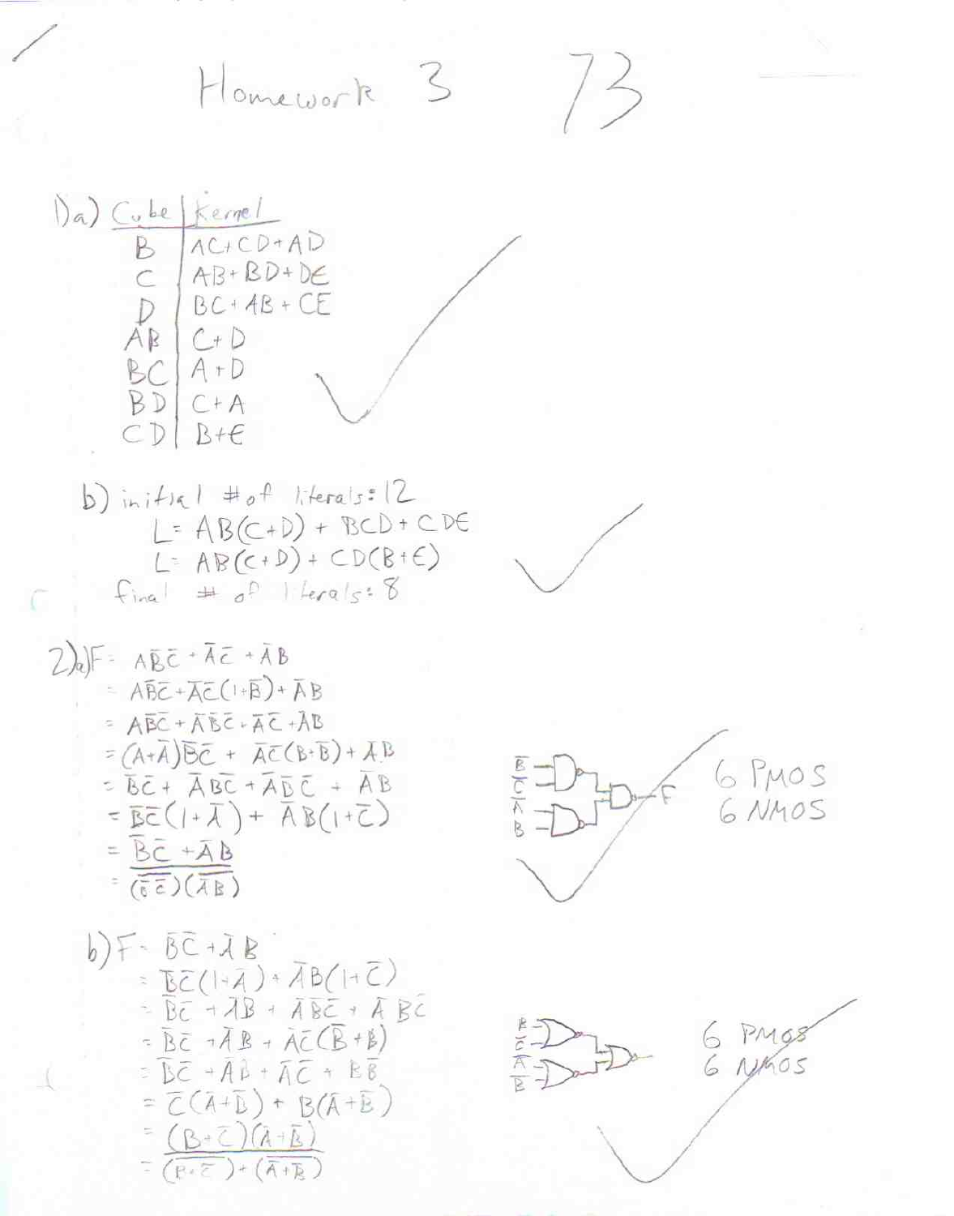# Homework 3

73

1) a)

| Cube | Kernel |
|---|---|
| B | AC+CD+AD |
| C | AB+BD+DE |
| D | BC+AB+CE |
| AB | C+D |
| BC | A+D |
| BD | C+A |
| CD | B+E |

b) initial # of literals: 12

$L = AB(C+D) + BCD + CDE$

$L = AB(C+D) + CD(B+E)$

final # of literals: 8

2) a)

$F = A\bar{B}\bar{C} + \bar{A}\bar{C} + \bar{A}B$

$= A\bar{B}\bar{C} + \bar{A}\bar{C}(1+\bar{B}) + \bar{A}B$

$= A\bar{B}\bar{C} + \bar{A}\bar{B}\bar{C} + \bar{A}\bar{C} + \bar{A}B$

$= (A+\bar{A})\bar{B}\bar{C} + \bar{A}\bar{C}(B+\bar{B}) + \bar{A}B$

$= \bar{B}\bar{C} + \bar{A}B\bar{C} + \bar{A}\bar{B}\bar{C} + \bar{A}B$

$= \bar{B}\bar{C}(1+\bar{A}) + \bar{A}B(1+\bar{C})$

$= \overline{\overline{\bar{B}\bar{C} + \bar{A}B}}$

$= \overline{(\overline{\bar{B}\bar{C}})(\overline{\bar{A}B})}$

(NAND gate diagram with inputs $\bar{B}$, $\bar{C}$, $\bar{A}$, $B$ and output F)

6 PMOS
6 NMOS

b)

$F = \bar{B}\bar{C} + \bar{A}B$

$= \bar{B}\bar{C}(1+\bar{A}) + \bar{A}B(1+\bar{C})$

$= \bar{B}\bar{C} + \bar{A}B + \bar{A}\bar{B}\bar{C} + \bar{A}B\bar{C}$

$= \bar{B}\bar{C} + \bar{A}B + \bar{A}\bar{C}(\bar{B}+B)$

$= \bar{B}\bar{C} + \bar{A}B + \bar{A}\bar{C} + B\bar{B}$

$= \bar{C}(\bar{A}+\bar{B}) + B(\bar{A}+\bar{B})$

$= \overline{\overline{(B+\bar{C})(\bar{A}+\bar{B})}}$

$= \overline{\overline{(B+\bar{C})} + \overline{(\bar{A}+\bar{B})}}$

(NOR gate diagram with inputs $B$, $\bar{C}$, $\bar{A}$, $\bar{B}$)

6 PMOS
6 NMOS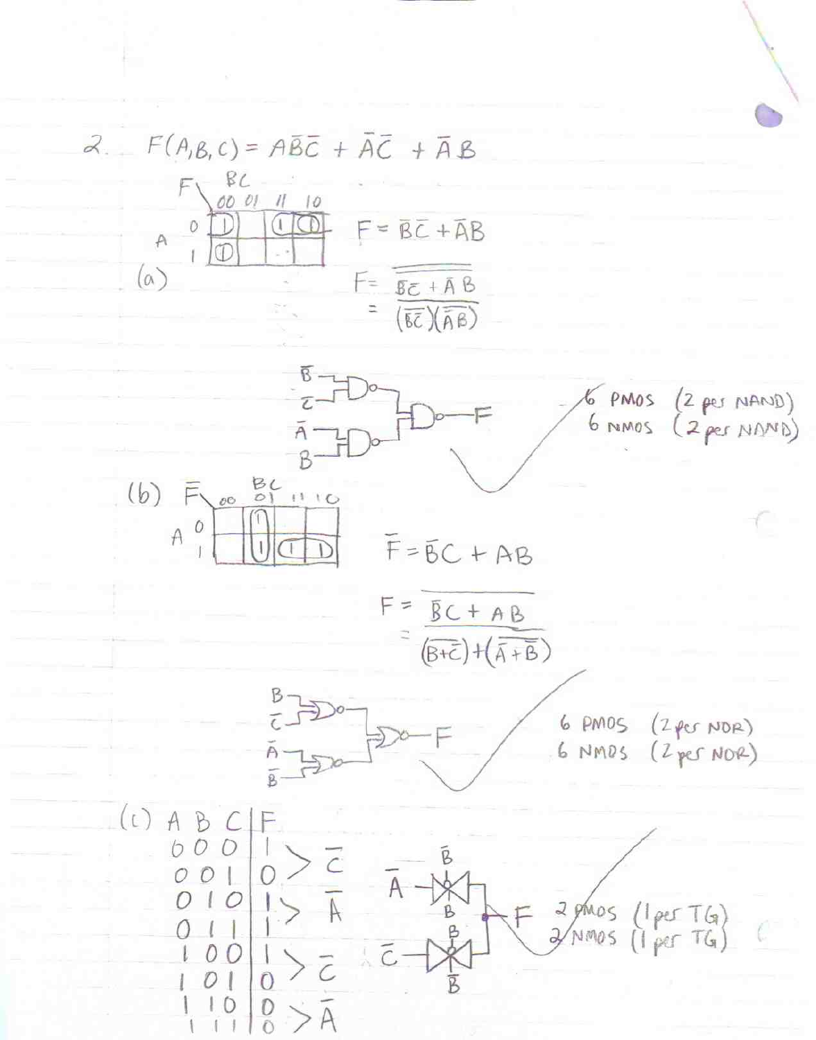2. $F(A,B,C) = A\bar{B}\bar{C} + \bar{A}\bar{C} + \bar{A}B$

(a)

| F: A \ BC | 00 | 01 | 11 | 10 |
|---|---|---|---|---|
| 0 | 1 | | 1 | 1 |
| 1 | 1 | | | |

$F = \bar{B}\bar{C} + \bar{A}B$

$$F = \overline{\overline{\bar{B}\bar{C} + \bar{A}B}}$$

$$= \overline{(\overline{\bar{B}\bar{C}})(\overline{\bar{A}B})}$$

Inputs: $\bar{B}$, $\bar{C}$ → NAND; $\bar{A}$, $B$ → NAND; both outputs → NAND → F

6 PMOS (2 per NAND)
6 NMOS (2 per NAND)

(b)

| $\bar{F}$: A \ BC | 00 | 01 | 11 | 10 |
|---|---|---|---|---|
| 0 | | 1 | | |
| 1 | | 1 | 1 | 1 |

$\bar{F} = \bar{B}C + AB$

$$F = \overline{\bar{B}C + AB}$$

$$= \overline{\overline{(B+\bar{C})} + \overline{(\bar{A}+\bar{B})}}$$

Inputs: $B$, $\bar{C}$ → NOR; $\bar{A}$, $\bar{B}$ → NOR; both outputs → NOR → F

6 PMOS (2 per NOR)
6 NMOS (2 per NOR)

(c)

| A | B | C | F | |
|---|---|---|---|---|
| 0 | 0 | 0 | 1 | $\bar{C}$ |
| 0 | 0 | 1 | 0 | |
| 0 | 1 | 0 | 1 | $\bar{A}$ |
| 0 | 1 | 1 | 1 | |
| 1 | 0 | 0 | 1 | $\bar{C}$ |
| 1 | 0 | 1 | 0 | |
| 1 | 1 | 0 | 0 | $\bar{A}$ |
| 1 | 1 | 1 | 0 | |

Transmission gates: $\bar{A}$ → TG (controlled by $\bar{B}$ / $B$) → F; $\bar{C}$ → TG (controlled by $B$ / $\bar{B}$) → F

2 PMOS (1 per TG)
2 NMOS (1 per TG)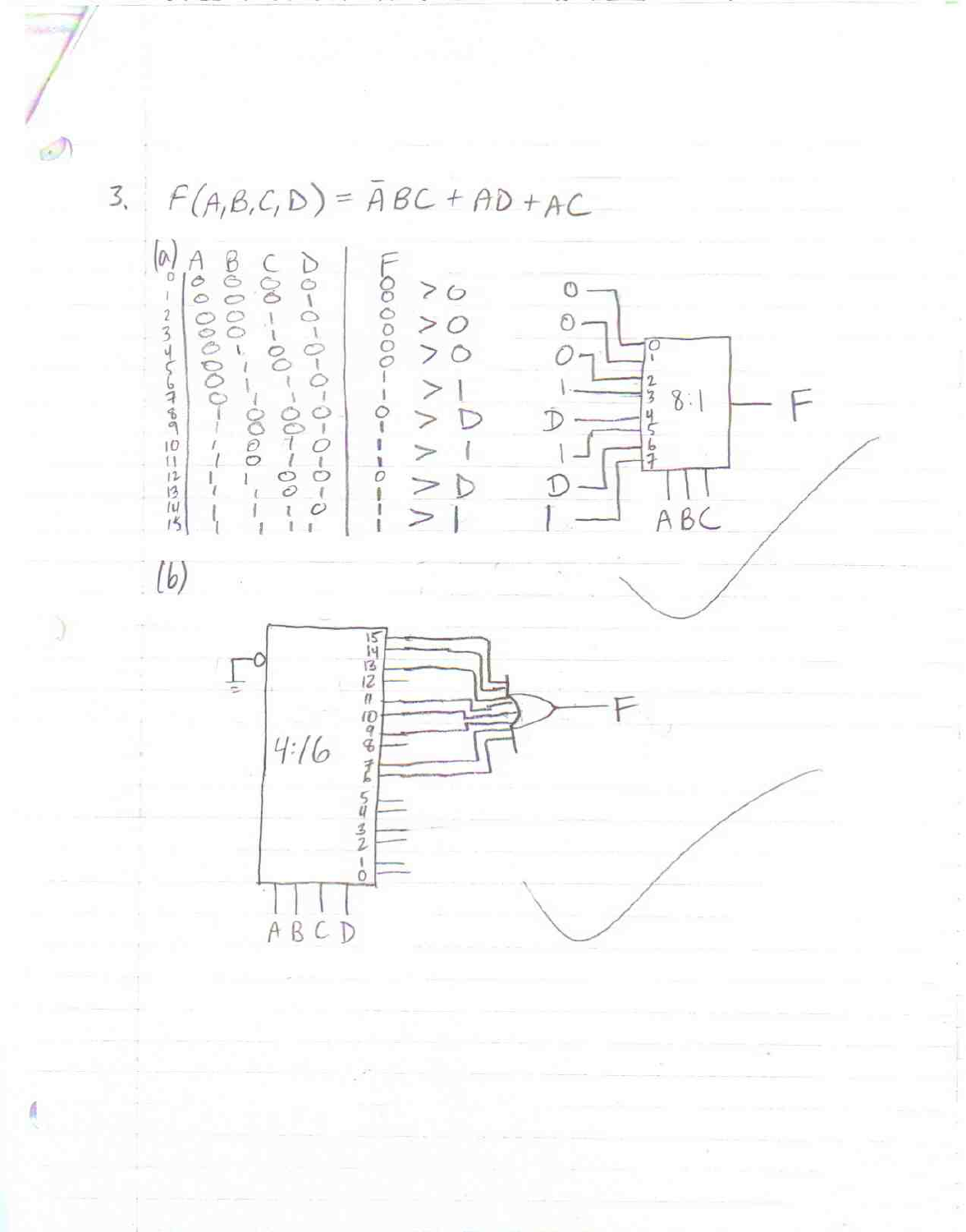3. $F(A,B,C,D) = \bar{A}BC + AD + AC$

(a)

| | A | B | C | D | F | |
|---|---|---|---|---|---|---|
| 0 | 0 | 0 | 0 | 0 | 0 | > 0 |
| 1 | 0 | 0 | 0 | 1 | 0 | |
| 2 | 0 | 0 | 1 | 0 | 0 | > 0 |
| 3 | 0 | 0 | 1 | 1 | 0 | |
| 4 | 0 | 1 | 0 | 0 | 0 | > 0 |
| 5 | 0 | 1 | 0 | 1 | 0 | |
| 6 | 0 | 1 | 1 | 0 | 1 | > 1 |
| 7 | 0 | 1 | 1 | 1 | 1 | |
| 8 | 1 | 0 | 0 | 0 | 0 | > D |
| 9 | 1 | 0 | 0 | 1 | 1 | |
| 10 | 1 | 0 | 1 | 0 | 1 | > 1 |
| 11 | 1 | 0 | 1 | 1 | 1 | |
| 12 | 1 | 1 | 0 | 0 | 0 | > D |
| 13 | 1 | 1 | 0 | 1 | 1 | |
| 14 | 1 | 1 | 1 | 0 | 1 | > 1 |
| 15 | 1 | 1 | 1 | 1 | 1 | |

8:1 MUX: inputs 0 → 0, 1 → 0, 2 → 0, 3 → 1, 4 → D, 5 → 1, 6 → D, 7 → 1; selects A B C; output F

(b)

4:16 decoder (enable tied to ground), inputs A B C D; outputs 6, 7, 9, 10, 11, 13, 14, 15 → OR gate → F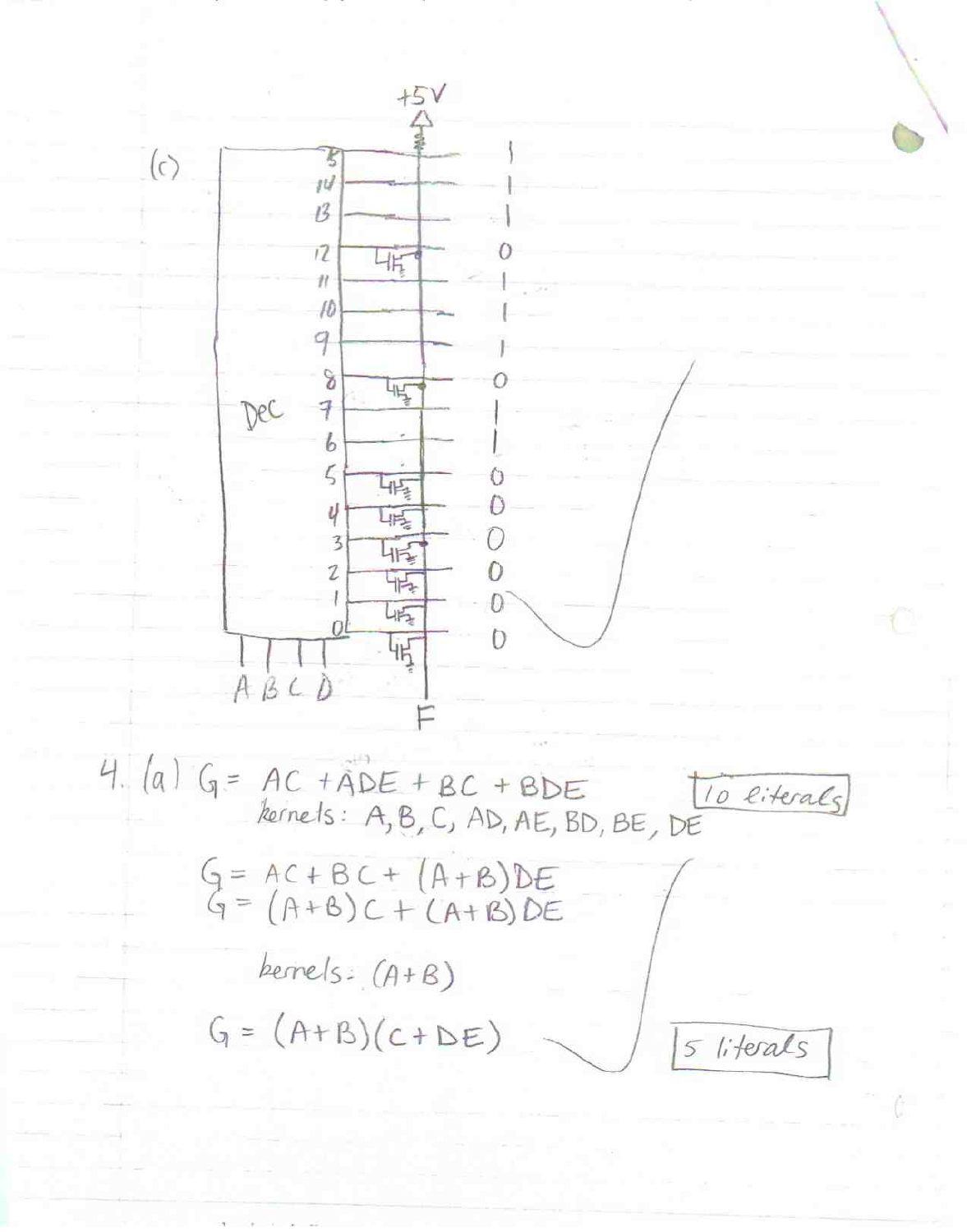(c)

Dec

| Output | F |
|---|---|
| 15 | 1 |
| 14 | 1 |
| 13 | 1 |
| 12 | 0 |
| 11 | 1 |
| 10 | 1 |
| 9 | 1 |
| 8 | 0 |
| 7 | 1 |
| 6 | 1 |
| 5 | 0 |
| 4 | 0 |
| 3 | 0 |
| 2 | 0 |
| 1 | 0 |
| 0 | 0 |

A B C D

+5V

F

4. (a) $G = AC + ADE + BC + BDE$ **10 literals**

kernels: A, B, C, AD, AE, BD, BE, DE

$G = AC + BC + (A+B)DE$

$G = (A+B)C + (A+B)DE$

kernels: $(A+B)$

$G = (A+B)(C+DE)$ **5 literals**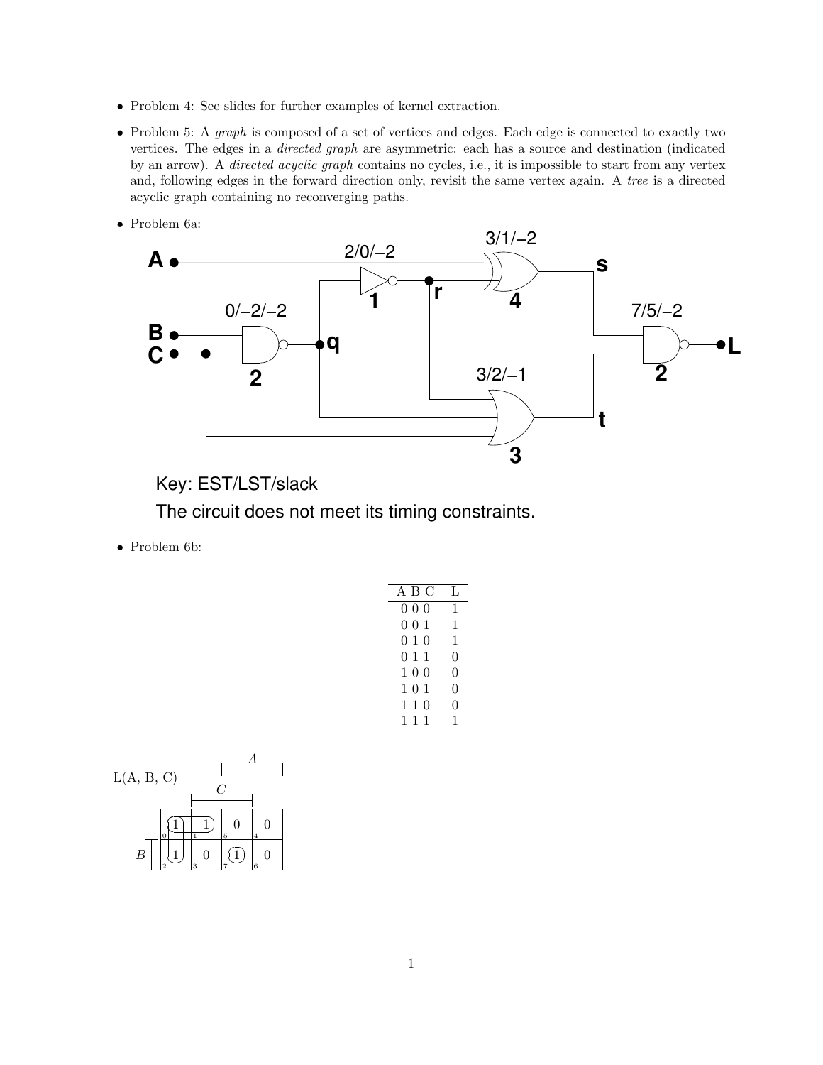- Problem 4: See slides for further examples of kernel extraction.

- Problem 5: A *graph* is composed of a set of vertices and edges. Each edge is connected to exactly two vertices. The edges in a *directed graph* are asymmetric: each has a source and destination (indicated by an arrow). A *directed acyclic graph* contains no cycles, i.e., it is impossible to start from any vertex and, following edges in the forward direction only, revisit the same vertex again. A *tree* is a directed acyclic graph containing no reconverging paths.

- Problem 6a:

Key: EST/LST/slack

The circuit does not meet its timing constraints.

- Problem 6b:

| A B C | L |
|---|---|
| 0 0 0 | 1 |
| 0 0 1 | 1 |
| 0 1 0 | 1 |
| 0 1 1 | 0 |
| 1 0 0 | 0 |
| 1 0 1 | 0 |
| 1 1 0 | 0 |
| 1 1 1 | 1 |

L(A, B, C)

|  | $\bar{A}\bar{C}$ | $\bar{A}C$ | $AC$ | $A\bar{C}$ |
|---|---|---|---|---|
| $\bar{B}$ | 1 (0) | 1 (1) | 0 (5) | 0 (4) |
| $B$ | 1 (2) | 0 (3) | 1 (7) | 0 (6) |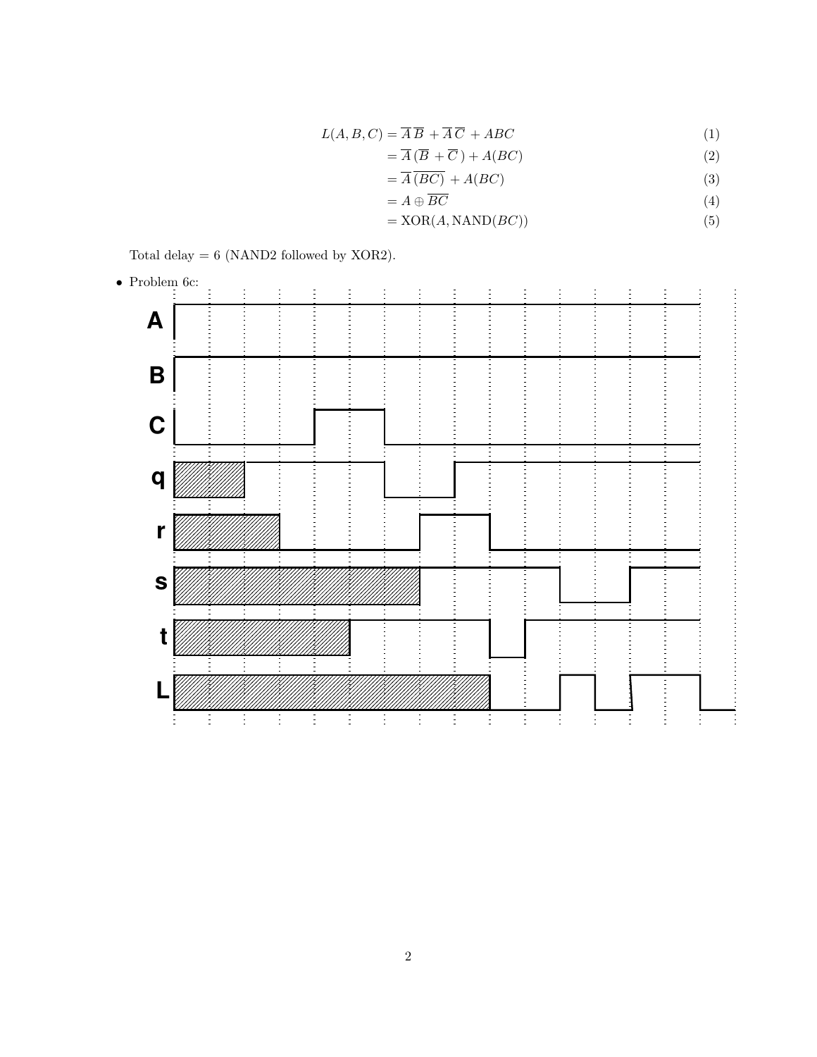$$
\begin{aligned}
L(A,B,C) &= \overline{A}\,\overline{B} + \overline{A}\,\overline{C} + ABC & (1)\\
&= \overline{A}\,(\overline{B} + \overline{C}\,) + A(BC) & (2)\\
&= \overline{A}\,\overline{(BC)} + A(BC) & (3)\\
&= A \oplus \overline{BC} & (4)\\
&= \text{XOR}(A, \text{NAND}(BC)) & (5)
\end{aligned}
$$

Total delay = 6 (NAND2 followed by XOR2).

- Problem 6c:

A

B

C

q

r

s

t

L